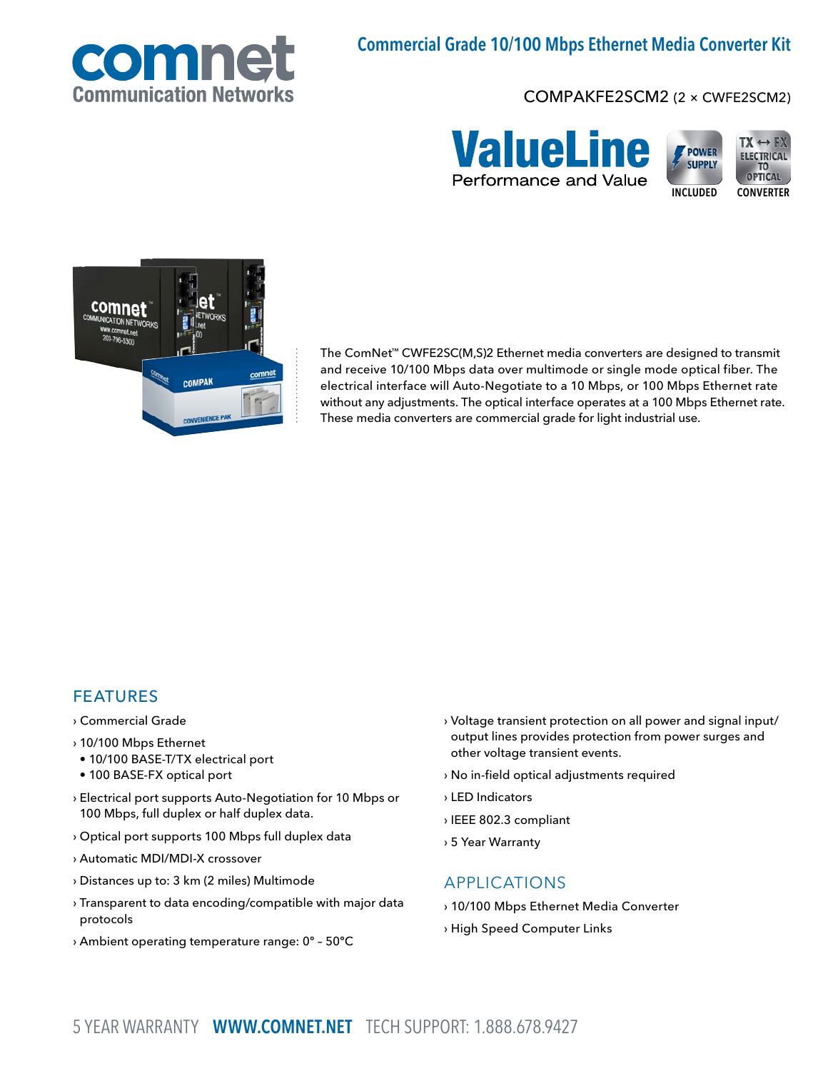# Commercial Grade 10/100 Mbps Ethernet Media Converter Kit

COMPAKFE2SCM2 (2 × CWFE2SCM2)

**ValueLine** Performance and Value

POWER SUPPLY INCLUDED

TX ↔ FX ELECTRICAL TO OPTICAL CONVERTER

The ComNet™ CWFE2SC(M,S)2 Ethernet media converters are designed to transmit and receive 10/100 Mbps data over multimode or single mode optical fiber. The electrical interface will Auto-Negotiate to a 10 Mbps, or 100 Mbps Ethernet rate without any adjustments. The optical interface operates at a 100 Mbps Ethernet rate. These media converters are commercial grade for light industrial use.

## FEATURES

- Commercial Grade
- 10/100 Mbps Ethernet
  - 10/100 BASE-T/TX electrical port
  - 100 BASE-FX optical port
- Electrical port supports Auto-Negotiation for 10 Mbps or 100 Mbps, full duplex or half duplex data.
- Optical port supports 100 Mbps full duplex data
- Automatic MDI/MDI-X crossover
- Distances up to: 3 km (2 miles) Multimode
- Transparent to data encoding/compatible with major data protocols
- Ambient operating temperature range: 0° – 50°C
- Voltage transient protection on all power and signal input/output lines provides protection from power surges and other voltage transient events.
- No in-field optical adjustments required
- LED Indicators
- IEEE 802.3 compliant
- 5 Year Warranty

## APPLICATIONS

- 10/100 Mbps Ethernet Media Converter
- High Speed Computer Links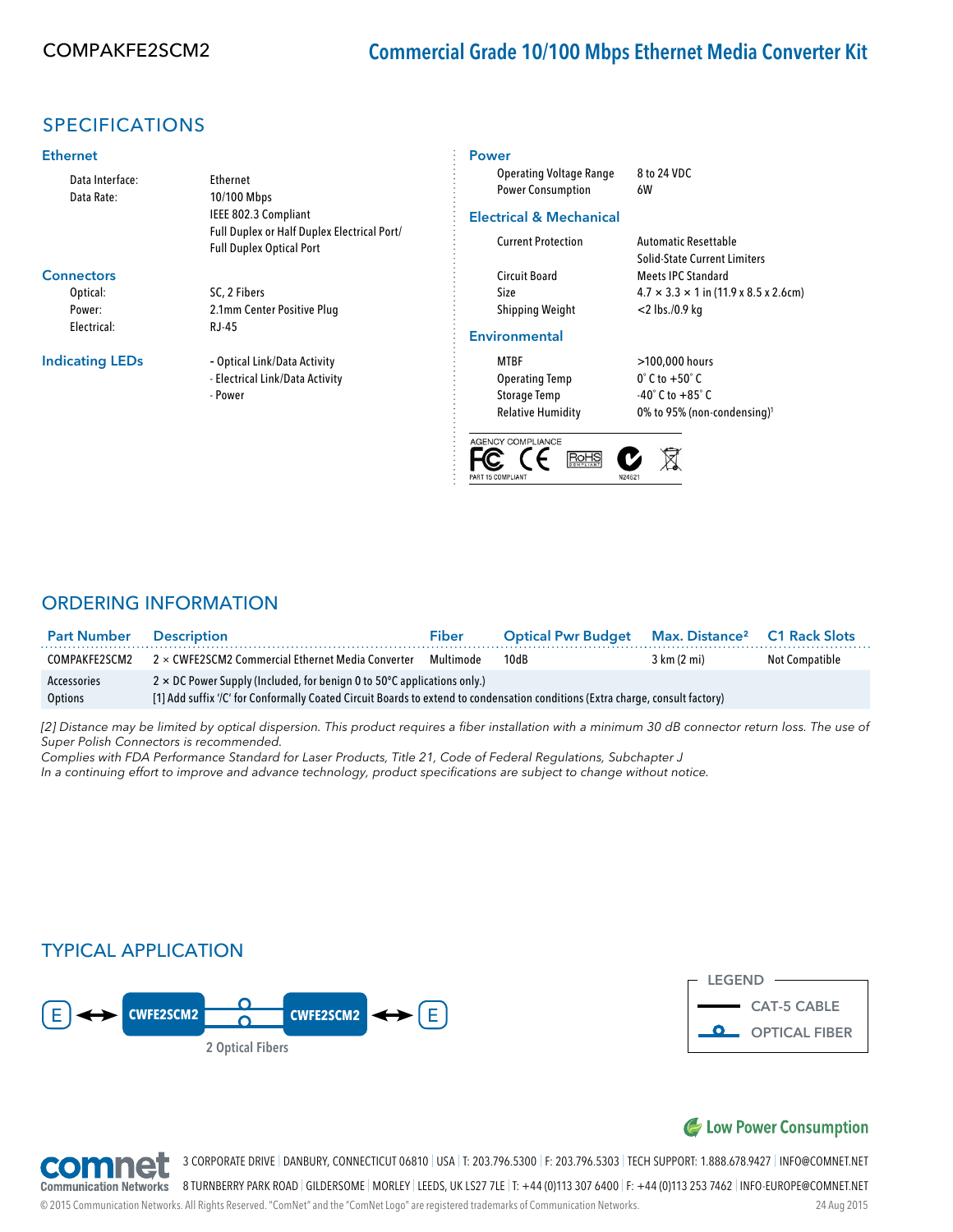## SPECIFICATIONS

### Ethernet

| | |
|---|---|
| Data Interface: | Ethernet |
| Data Rate: | 10/100 Mbps |
| | IEEE 802.3 Compliant |
| | Full Duplex or Half Duplex Electrical Port/ Full Duplex Optical Port |

### Connectors

| | |
|---|---|
| Optical: | SC, 2 Fibers |
| Power: | 2.1mm Center Positive Plug |
| Electrical: | RJ-45 |

### Indicating LEDs

- Optical Link/Data Activity
- Electrical Link/Data Activity
- Power

### Power

| | |
|---|---|
| Operating Voltage Range | 8 to 24 VDC |
| Power Consumption | 6W |

### Electrical & Mechanical

| | |
|---|---|
| Current Protection | Automatic Resettable Solid-State Current Limiters |
| Circuit Board | Meets IPC Standard |
| Size | 4.7 × 3.3 × 1 in (11.9 x 8.5 x 2.6cm) |
| Shipping Weight | <2 lbs./0.9 kg |

### Environmental

| | |
|---|---|
| MTBF | >100,000 hours |
| Operating Temp | 0° C to +50° C |
| Storage Temp | -40° C to +85° C |
| Relative Humidity | 0% to 95% (non-condensing)[1] |

AGENCY COMPLIANCE

PART 15 COMPLIANT N24621

## ORDERING INFORMATION

| Part Number | Description | Fiber | Optical Pwr Budget | Max. Distance[2] | C1 Rack Slots |
|---|---|---|---|---|---|
| COMPAKFE2SCM2 | 2 × CWFE2SCM2 Commercial Ethernet Media Converter | Multimode | 10dB | 3 km (2 mi) | Not Compatible |
| Accessories | 2 × DC Power Supply (Included, for benign 0 to 50°C applications only.) | | | | |
| Options | [1] Add suffix '/C' for Conformally Coated Circuit Boards to extend to condensation conditions (Extra charge, consult factory) | | | | |

*[2] Distance may be limited by optical dispersion. This product requires a fiber installation with a minimum 30 dB connector return loss. The use of Super Polish Connectors is recommended.*

*Complies with FDA Performance Standard for Laser Products, Title 21, Code of Federal Regulations, Subchapter J*

*In a continuing effort to improve and advance technology, product specifications are subject to change without notice.*

## TYPICAL APPLICATION

E CWFE2SCM2 CWFE2SCM2 E

2 Optical Fibers

LEGEND

CAT-5 CABLE

OPTICAL FIBER

Low Power Consumption

comnet Communication Networks

3 CORPORATE DRIVE | DANBURY, CONNECTICUT 06810 | USA | T: 203.796.5300 | F: 203.796.5303 | TECH SUPPORT: 1.888.678.9427 | INFO@COMNET.NET

8 TURNBERRY PARK ROAD | GILDERSOME | MORLEY | LEEDS, UK LS27 7LE | T: +44 (0)113 307 6400 | F: +44 (0)113 253 7462 | INFO-EUROPE@COMNET.NET

© 2015 Communication Networks. All Rights Reserved. "ComNet" and the "ComNet Logo" are registered trademarks of Communication Networks. 24 Aug 2015